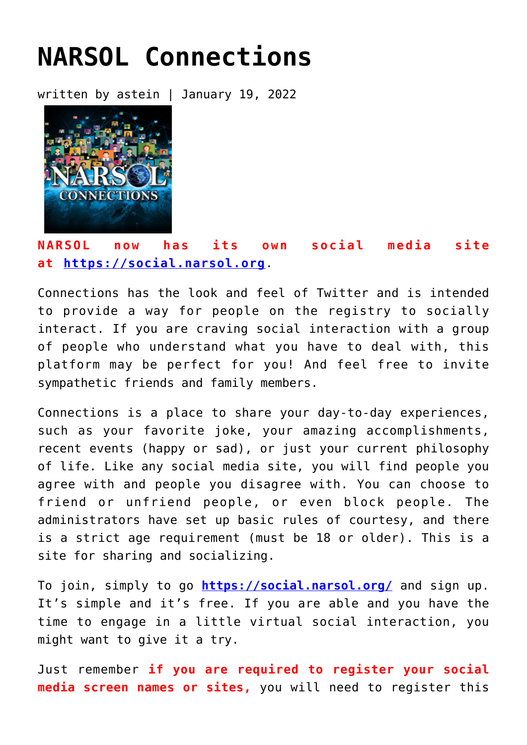# NARSOL Connections

written by astein | January 19, 2022

**NARSOL now has its own social media site at https://social.narsol.org.**

Connections has the look and feel of Twitter and is intended to provide a way for people on the registry to socially interact. If you are craving social interaction with a group of people who understand what you have to deal with, this platform may be perfect for you! And feel free to invite sympathetic friends and family members.

Connections is a place to share your day-to-day experiences, such as your favorite joke, your amazing accomplishments, recent events (happy or sad), or just your current philosophy of life. Like any social media site, you will find people you agree with and people you disagree with. You can choose to friend or unfriend people, or even block people. The administrators have set up basic rules of courtesy, and there is a strict age requirement (must be 18 or older). This is a site for sharing and socializing.

To join, simply to go **https://social.narsol.org/** and sign up. It's simple and it's free. If you are able and you have the time to engage in a little virtual social interaction, you might want to give it a try.

Just remember **if you are required to register your social media screen names or sites,** you will need to register this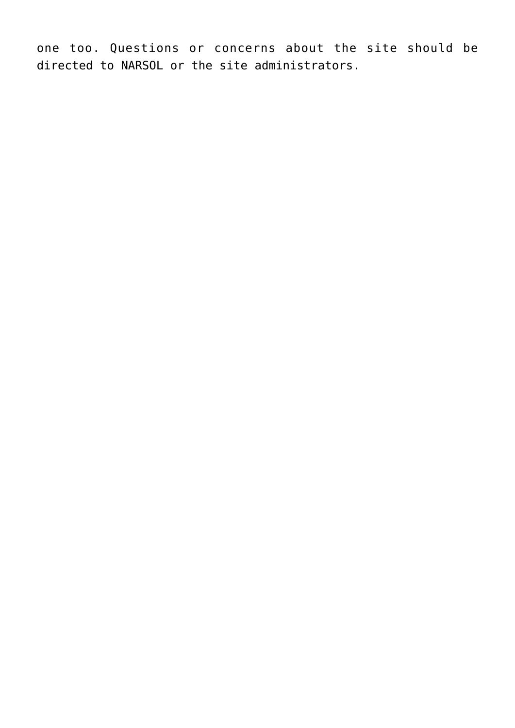one too. Questions or concerns about the site should be directed to NARSOL or the site administrators.